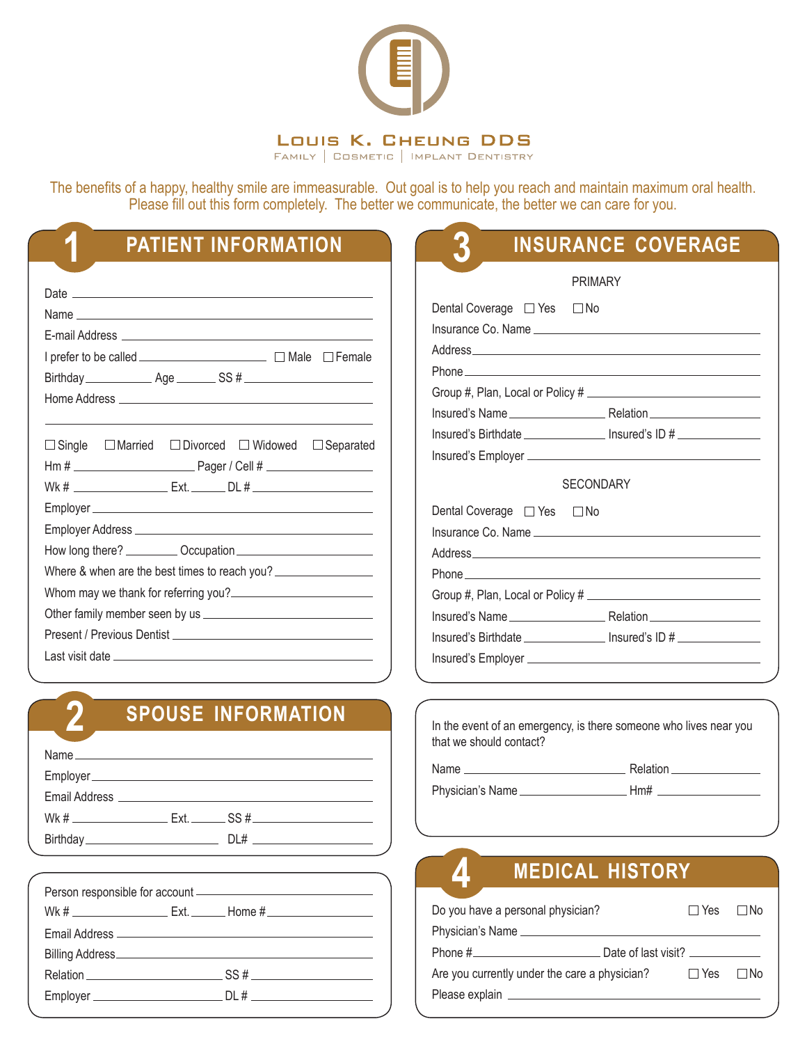# Louis K. Cheung DDS

Family | Cosmetic | Implant Dentistry

The benefits of a happy, healthy smile are immeasurable. Out goal is to help you reach and maintain maximum oral health. Please fill out this form completely. The better we communicate, the better we can care for you.

## 1 PATIENT INFORMATION

Date ____________________

Name ____________________

E-mail Address ____________________

I prefer to be called ____________ ☐ Male ☐ Female

Birthday ________ Age ______ SS # ____________

Home Address ____________________

____________________

☐ Single ☐ Married ☐ Divorced ☐ Widowed ☐ Separated

Hm # ____________ Pager / Cell # ____________

Wk # ____________ Ext. ______ DL # ____________

Employer ____________________

Employer Address ____________________

How long there? ________ Occupation ____________

Where & when are the best times to reach you? ____________

Whom may we thank for referring you? ____________

Other family member seen by us ____________

Present / Previous Dentist ____________

Last visit date ____________

## 2 SPOUSE INFORMATION

Name ____________________

Employer ____________________

Email Address ____________________

Wk # ____________ Ext. ______ SS # ____________

Birthday ____________ DL# ____________

Person responsible for account ____________

Wk # ____________ Ext. ______ Home # ____________

Email Address ____________

Billing Address ____________

Relation ____________ SS # ____________

Employer ____________ DL # ____________

## 3 INSURANCE COVERAGE

### PRIMARY

Dental Coverage ☐ Yes ☐ No

Insurance Co. Name ____________

Address ____________

Phone ____________

Group #, Plan, Local or Policy # ____________

Insured's Name ____________ Relation ____________

Insured's Birthdate ____________ Insured's ID # ____________

Insured's Employer ____________

### SECONDARY

Dental Coverage ☐ Yes ☐ No

Insurance Co. Name ____________

Address ____________

Phone ____________

Group #, Plan, Local or Policy # ____________

Insured's Name ____________ Relation ____________

Insured's Birthdate ____________ Insured's ID # ____________

Insured's Employer ____________

In the event of an emergency, is there someone who lives near you that we should contact?

Name ____________ Relation ____________

Physician's Name ____________ Hm# ____________

## 4 MEDICAL HISTORY

Do you have a personal physician? ☐ Yes ☐ No

Physician's Name ____________

Phone # ____________ Date of last visit? ____________

Are you currently under the care a physician? ☐ Yes ☐ No

Please explain ____________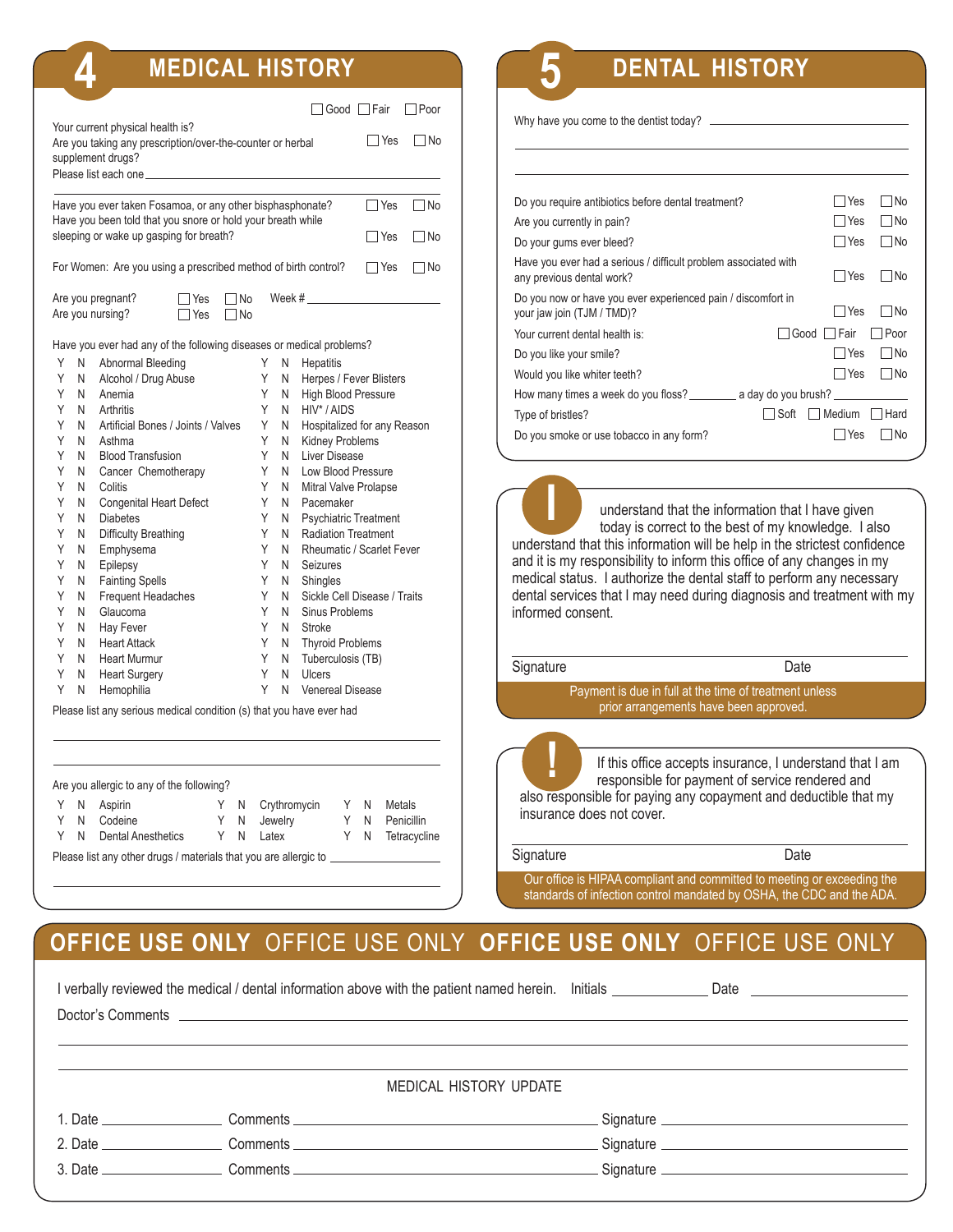## 4 MEDICAL HISTORY

Your current physical health is? ☐ Good ☐ Fair ☐ Poor

Are you taking any prescription/over-the-counter or herbal supplement drugs? ☐ Yes ☐ No

Please list each one ____________________

Have you ever taken Fosamoa, or any other bisphasphonate? ☐ Yes ☐ No

Have you been told that you snore or hold your breath while sleeping or wake up gasping for breath? ☐ Yes ☐ No

For Women: Are you using a prescribed method of birth control? ☐ Yes ☐ No

Are you pregnant? ☐ Yes ☐ No Week # ____________

Are you nursing? ☐ Yes ☐ No

Have you ever had any of the following diseases or medical problems?

| | | | | | |
|---|---|---|---|---|---|
| Y | N | Abnormal Bleeding | Y | N | Hepatitis |
| Y | N | Alcohol / Drug Abuse | Y | N | Herpes / Fever Blisters |
| Y | N | Anemia | Y | N | High Blood Pressure |
| Y | N | Arthritis | Y | N | HIV* / AIDS |
| Y | N | Artificial Bones / Joints / Valves | Y | N | Hospitalized for any Reason |
| Y | N | Asthma | Y | N | Kidney Problems |
| Y | N | Blood Transfusion | Y | N | Liver Disease |
| Y | N | Cancer Chemotherapy | Y | N | Low Blood Pressure |
| Y | N | Colitis | Y | N | Mitral Valve Prolapse |
| Y | N | Congenital Heart Defect | Y | N | Pacemaker |
| Y | N | Diabetes | Y | N | Psychiatric Treatment |
| Y | N | Difficulty Breathing | Y | N | Radiation Treatment |
| Y | N | Emphysema | Y | N | Rheumatic / Scarlet Fever |
| Y | N | Epilepsy | Y | N | Seizures |
| Y | N | Fainting Spells | Y | N | Shingles |
| Y | N | Frequent Headaches | Y | N | Sickle Cell Disease / Traits |
| Y | N | Glaucoma | Y | N | Sinus Problems |
| Y | N | Hay Fever | Y | N | Stroke |
| Y | N | Heart Attack | Y | N | Thyroid Problems |
| Y | N | Heart Murmur | Y | N | Tuberculosis (TB) |
| Y | N | Heart Surgery | Y | N | Ulcers |
| Y | N | Hemophilia | Y | N | Venereal Disease |

Please list any serious medical condition (s) that you have ever had

____________________

____________________

Are you allergic to any of the following?

| | | | | | | | | |
|---|---|---|---|---|---|---|---|---|
| Y | N | Aspirin | Y | N | Crythromycin | Y | N | Metals |
| Y | N | Codeine | Y | N | Jewelry | Y | N | Penicillin |
| Y | N | Dental Anesthetics | Y | N | Latex | Y | N | Tetracycline |

Please list any other drugs / materials that you are allergic to ____________

____________________

## 5 DENTAL HISTORY

Why have you come to the dentist today? ____________________

____________________

____________________

Do you require antibiotics before dental treatment? ☐ Yes ☐ No

Are you currently in pain? ☐ Yes ☐ No

Do your gums ever bleed? ☐ Yes ☐ No

Have you ever had a serious / difficult problem associated with any previous dental work? ☐ Yes ☐ No

Do you now or have you ever experienced pain / discomfort in your jaw join (TJM / TMD)? ☐ Yes ☐ No

Your current dental health is: ☐ Good ☐ Fair ☐ Poor

Do you like your smile? ☐ Yes ☐ No

Would you like whiter teeth? ☐ Yes ☐ No

How many times a week do you floss? ________ a day do you brush? ________

Type of bristles? ☐ Soft ☐ Medium ☐ Hard

Do you smoke or use tobacco in any form? ☐ Yes ☐ No

I understand that the information that I have given today is correct to the best of my knowledge. I also understand that this information will be help in the strictest confidence and it is my responsibility to inform this office of any changes in my medical status. I authorize the dental staff to perform any necessary dental services that I may need during diagnosis and treatment with my informed consent.

Signature ____________________ Date ____________

Payment is due in full at the time of treatment unless prior arrangements have been approved.

**!** If this office accepts insurance, I understand that I am responsible for payment of service rendered and also responsible for paying any copayment and deductible that my insurance does not cover.

Signature ____________________ Date ____________

Our office is HIPAA compliant and committed to meeting or exceeding the standards of infection control mandated by OSHA, the CDC and the ADA.

## OFFICE USE ONLY OFFICE USE ONLY OFFICE USE ONLY OFFICE USE ONLY

I verbally reviewed the medical / dental information above with the patient named herein. Initials ____________ Date ____________

Doctor's Comments ____________________

____________________

____________________

MEDICAL HISTORY UPDATE

1. Date ____________ Comments ____________________ Signature ____________
2. Date ____________ Comments ____________________ Signature ____________
3. Date ____________ Comments ____________________ Signature ____________